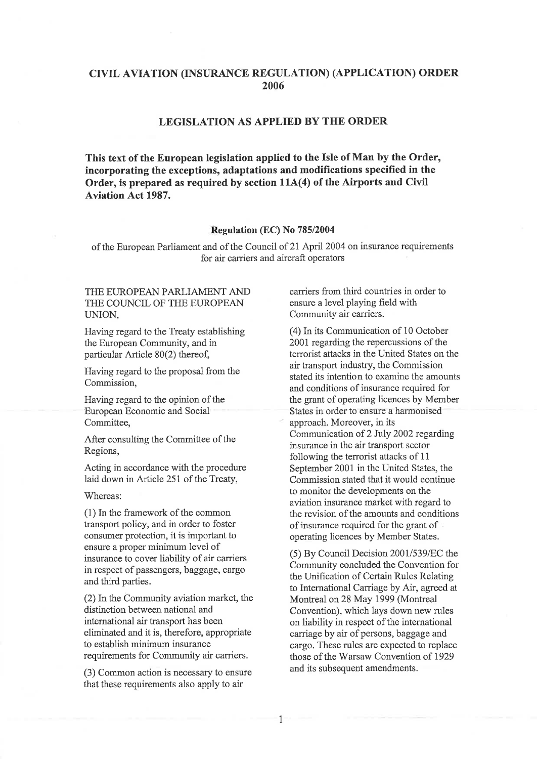# CIVIL AVIATION (INSURANCE REGULATION) (APPLICATION) ORDER 2006

## LEGISLATION AS APPLIED BY THE ORDER

**This text of the European legislation applied to the Isle of Man by the Order, incorporating the exceptions, adaptations and modifications specified in the Order, is prepared as required by section 11A(4) of the Airports and Civil Aviation Act 1987.**

### Regulation (EC) No 785/2004

of the European Parliament and of the Council of 21 April 2004 on insurance requirements for air carriers and aircraft operators

THE EUROPEAN PARLIAMENT AND THE COUNCIL OF THE EUROPEAN UNION,

Having regard to the Treaty establishing the European Community, and in particular Article 80(2) thereof,

Having regard to the proposal from the Commission,

Having regard to the opinion of the European Economic and Social Committee,

After consulting the Committee of the Regions,

Acting in accordance with the procedure laid down in Article 251 of the Treaty,

Whereas:

(1) In the framework of the common transport policy, and in order to foster consumer protection, it is important to ensure a proper minimum level of insurance to cover liability of air carriers in respect of passengers, baggage, cargo and third parties.

(2) In the Community aviation market, the distinction between national and international air transport has been eliminated and it is, therefore, appropriate to establish minimum insurance requirements for Community air carriers.

(3) Common action is necessary to ensure that these requirements also apply to air carriers from third countries in order to ensure a level playing field with Community air carriers.

(4) In its Communication of 10 October 2001 regarding the repercussions of the terrorist attacks in the United States on the air transport industry, the Commission stated its intention to examine the amounts and conditions of insurance required for the grant of operating licences by Member States in order to ensure a harmonised approach. Moreover, in its Communication of 2 July 2002 regarding insurance in the air transport sector following the terrorist attacks of 11 September 2001 in the United States, the Commission stated that it would continue to monitor the developments on the aviation insurance market with regard to the revision of the amounts and conditions of insurance required for the grant of operating licences by Member States.

(5) By Council Decision 2001/539/EC the Community concluded the Convention for the Unification of Certain Rules Relating to International Carriage by Air, agreed at Montreal on 28 May 1999 (Montreal Convention), which lays down new rules on liability in respect of the international carriage by air of persons, baggage and cargo. These rules are expected to replace those of the Warsaw Convention of 1929 and its subsequent amendments.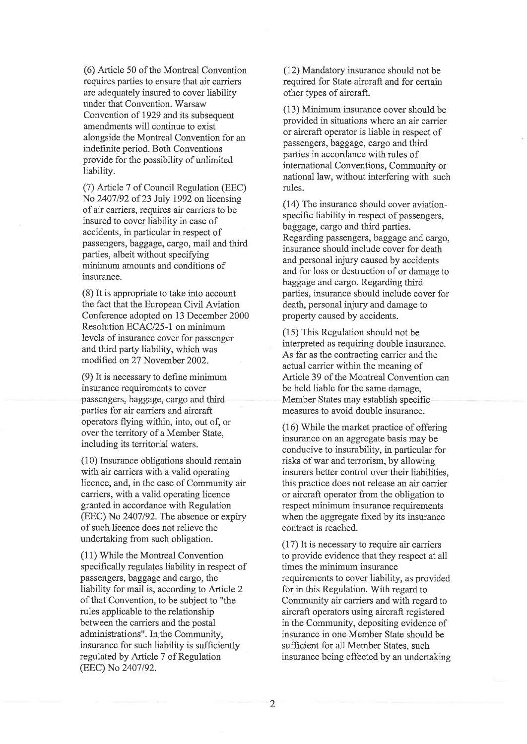(6) Article 50 of the Montreal Convention requires parties to ensure that air carriers are adequately insured to cover liability under that Convention. Warsaw Convention of 1929 and its subsequent amendments will continue to exist alongside the Montreal Convention for an indefinite period. Both Conventions provide for the possibility of unlimited liability.

(7) Article 7 of Council Regulation (EEC) No 2407/92 of 23 July 1992 on licensing of air carriers, requires air carriers to be insured to cover liability in case of accidents, in particular in respect of passengers, baggage, cargo, mail and third parties, albeit without specifying minimum amounts and conditions of insurance.

(8) It is appropriate to take into account the fact that the European Civil Aviation Conference adopted on 13 December 2000 Resolution ECAC/25-1 on minimum levels of insurance cover for passenger and third party liability, which was modified on 27 November 2002.

(9) It is necessary to define minimum insurance requirements to cover passengers, baggage, cargo and third parties for air carriers and aircraft operators flying within, into, out of, or over the territory of a Member State, including its territorial waters.

(10) Insurance obligations should remain with air carriers with a valid operating licence, and, in the case of Community air carriers, with a valid operating licence granted in accordance with Regulation (EEC) No 2407/92. The absence or expiry of such licence does not relieve the undertaking from such obligation.

(11) While the Montreal Convention specifically regulates liability in respect of passengers, baggage and cargo, the liability for mail is, according to Article 2 of that Convention, to be subject to "the rules applicable to the relationship between the carriers and the postal administrations". In the Community, insurance for such liability is sufficiently regulated by Article 7 of Regulation (EEC) No 2407/92.

(12) Mandatory insurance should not be required for State aircraft and for certain other types of aircraft.

(13) Minimum insurance cover should be provided in situations where an air carrier or aircraft operator is liable in respect of passengers, baggage, cargo and third parties in accordance with rules of international Conventions, Community or national law, without interfering with such rules.

(14) The insurance should cover aviation-specific liability in respect of passengers, baggage, cargo and third parties. Regarding passengers, baggage and cargo, insurance should include cover for death and personal injury caused by accidents and for loss or destruction of or damage to baggage and cargo. Regarding third parties, insurance should include cover for death, personal injury and damage to property caused by accidents.

(15) This Regulation should not be interpreted as requiring double insurance. As far as the contracting carrier and the actual carrier within the meaning of Article 39 of the Montreal Convention can be held liable for the same damage, Member States may establish specific measures to avoid double insurance.

(16) While the market practice of offering insurance on an aggregate basis may be conducive to insurability, in particular for risks of war and terrorism, by allowing insurers better control over their liabilities, this practice does not release an air carrier or aircraft operator from the obligation to respect minimum insurance requirements when the aggregate fixed by its insurance contract is reached.

(17) It is necessary to require air carriers to provide evidence that they respect at all times the minimum insurance requirements to cover liability, as provided for in this Regulation. With regard to Community air carriers and with regard to aircraft operators using aircraft registered in the Community, depositing evidence of insurance in one Member State should be sufficient for all Member States, such insurance being effected by an undertaking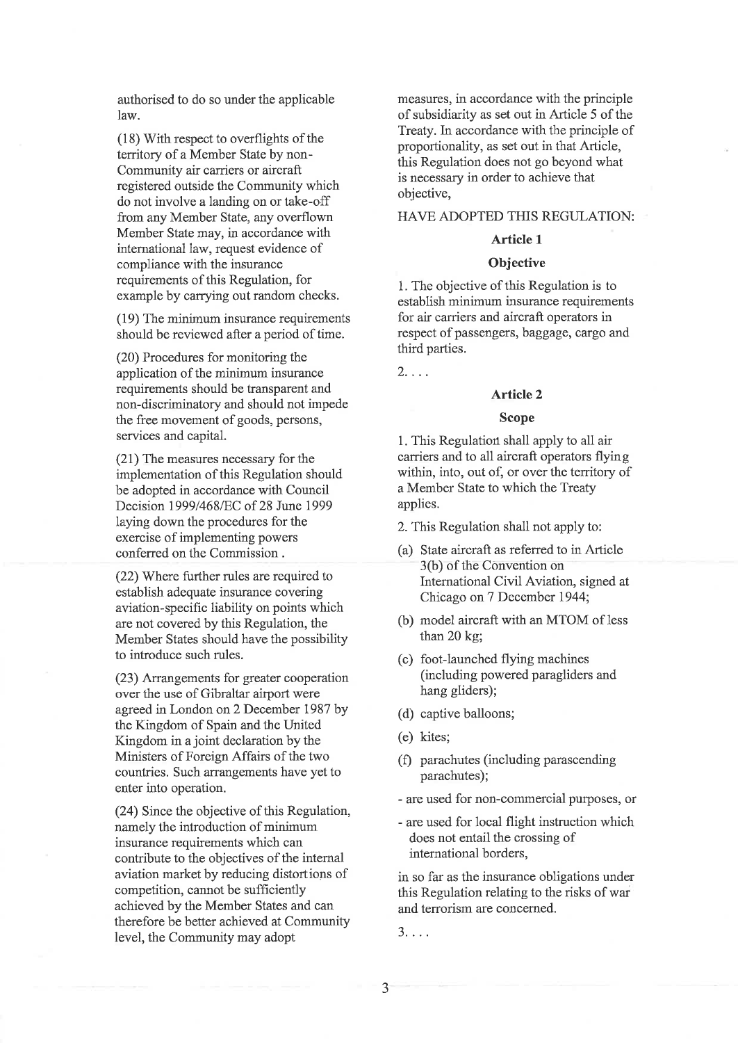authorised to do so under the applicable law.

(18) With respect to overflights of the territory of a Member State by non-Community air carriers or aircraft registered outside the Community which do not involve a landing on or take-off from any Member State, any overflown Member State may, in accordance with international law, request evidence of compliance with the insurance requirements of this Regulation, for example by carrying out random checks.

(19) The minimum insurance requirements should be reviewed after a period of time.

(20) Procedures for monitoring the application of the minimum insurance requirements should be transparent and non-discriminatory and should not impede the free movement of goods, persons, services and capital.

(21) The measures necessary for the implementation of this Regulation should be adopted in accordance with Council Decision 1999/468/EC of 28 June 1999 laying down the procedures for the exercise of implementing powers conferred on the Commission .

(22) Where further rules are required to establish adequate insurance covering aviation-specific liability on points which are not covered by this Regulation, the Member States should have the possibility to introduce such rules.

(23) Arrangements for greater cooperation over the use of Gibraltar airport were agreed in London on 2 December 1987 by the Kingdom of Spain and the United Kingdom in a joint declaration by the Ministers of Foreign Affairs of the two countries. Such arrangements have yet to enter into operation.

(24) Since the objective of this Regulation, namely the introduction of minimum insurance requirements which can contribute to the objectives of the internal aviation market by reducing distortions of competition, cannot be sufficiently achieved by the Member States and can therefore be better achieved at Community level, the Community may adopt measures, in accordance with the principle of subsidiarity as set out in Article 5 of the Treaty. In accordance with the principle of proportionality, as set out in that Article, this Regulation does not go beyond what is necessary in order to achieve that objective,

HAVE ADOPTED THIS REGULATION:

**Article 1**

**Objective**

1. The objective of this Regulation is to establish minimum insurance requirements for air carriers and aircraft operators in respect of passengers, baggage, cargo and third parties.

2. . . .

**Article 2**

**Scope**

1. This Regulation shall apply to all air carriers and to all aircraft operators flying within, into, out of, or over the territory of a Member State to which the Treaty applies.

2. This Regulation shall not apply to:

(a) State aircraft as referred to in Article 3(b) of the Convention on International Civil Aviation, signed at Chicago on 7 December 1944;

(b) model aircraft with an MTOM of less than 20 kg;

(c) foot-launched flying machines (including powered paragliders and hang gliders);

(d) captive balloons;

(e) kites;

(f) parachutes (including parascending parachutes);

- are used for non-commercial purposes, or

- are used for local flight instruction which does not entail the crossing of international borders,

in so far as the insurance obligations under this Regulation relating to the risks of war and terrorism are concerned.

3. . . .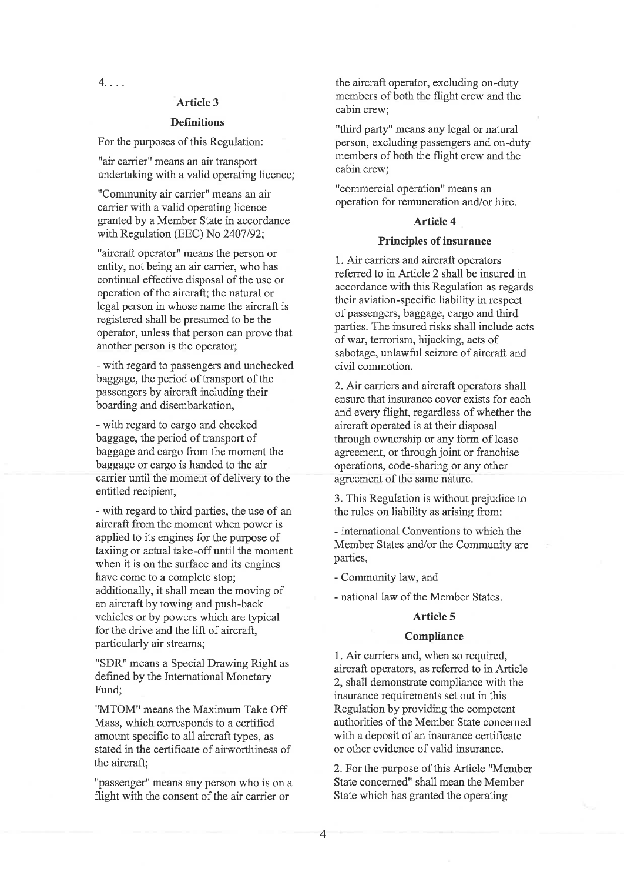4. . . .

## Article 3

### Definitions

For the purposes of this Regulation:

"air carrier" means an air transport undertaking with a valid operating licence;

"Community air carrier" means an air carrier with a valid operating licence granted by a Member State in accordance with Regulation (EEC) No 2407/92;

"aircraft operator" means the person or entity, not being an air carrier, who has continual effective disposal of the use or operation of the aircraft; the natural or legal person in whose name the aircraft is registered shall be presumed to be the operator, unless that person can prove that another person is the operator;

- with regard to passengers and unchecked baggage, the period of transport of the passengers by aircraft including their boarding and disembarkation,

- with regard to cargo and checked baggage, the period of transport of baggage and cargo from the moment the baggage or cargo is handed to the air carrier until the moment of delivery to the entitled recipient,

- with regard to third parties, the use of an aircraft from the moment when power is applied to its engines for the purpose of taxiing or actual take-off until the moment when it is on the surface and its engines have come to a complete stop; additionally, it shall mean the moving of an aircraft by towing and push-back vehicles or by powers which are typical for the drive and the lift of aircraft, particularly air streams;

"SDR" means a Special Drawing Right as defined by the International Monetary Fund;

"MTOM" means the Maximum Take Off Mass, which corresponds to a certified amount specific to all aircraft types, as stated in the certificate of airworthiness of the aircraft;

"passenger" means any person who is on a flight with the consent of the air carrier or the aircraft operator, excluding on-duty members of both the flight crew and the cabin crew;

"third party" means any legal or natural person, excluding passengers and on-duty members of both the flight crew and the cabin crew;

"commercial operation" means an operation for remuneration and/or hire.

## Article 4

### Principles of insurance

1. Air carriers and aircraft operators referred to in Article 2 shall be insured in accordance with this Regulation as regards their aviation-specific liability in respect of passengers, baggage, cargo and third parties. The insured risks shall include acts of war, terrorism, hijacking, acts of sabotage, unlawful seizure of aircraft and civil commotion.

2. Air carriers and aircraft operators shall ensure that insurance cover exists for each and every flight, regardless of whether the aircraft operated is at their disposal through ownership or any form of lease agreement, or through joint or franchise operations, code-sharing or any other agreement of the same nature.

3. This Regulation is without prejudice to the rules on liability as arising from:

- international Conventions to which the Member States and/or the Community are parties,

- Community law, and

- national law of the Member States.

## Article 5

### Compliance

1. Air carriers and, when so required, aircraft operators, as referred to in Article 2, shall demonstrate compliance with the insurance requirements set out in this Regulation by providing the competent authorities of the Member State concerned with a deposit of an insurance certificate or other evidence of valid insurance.

2. For the purpose of this Article "Member State concerned" shall mean the Member State which has granted the operating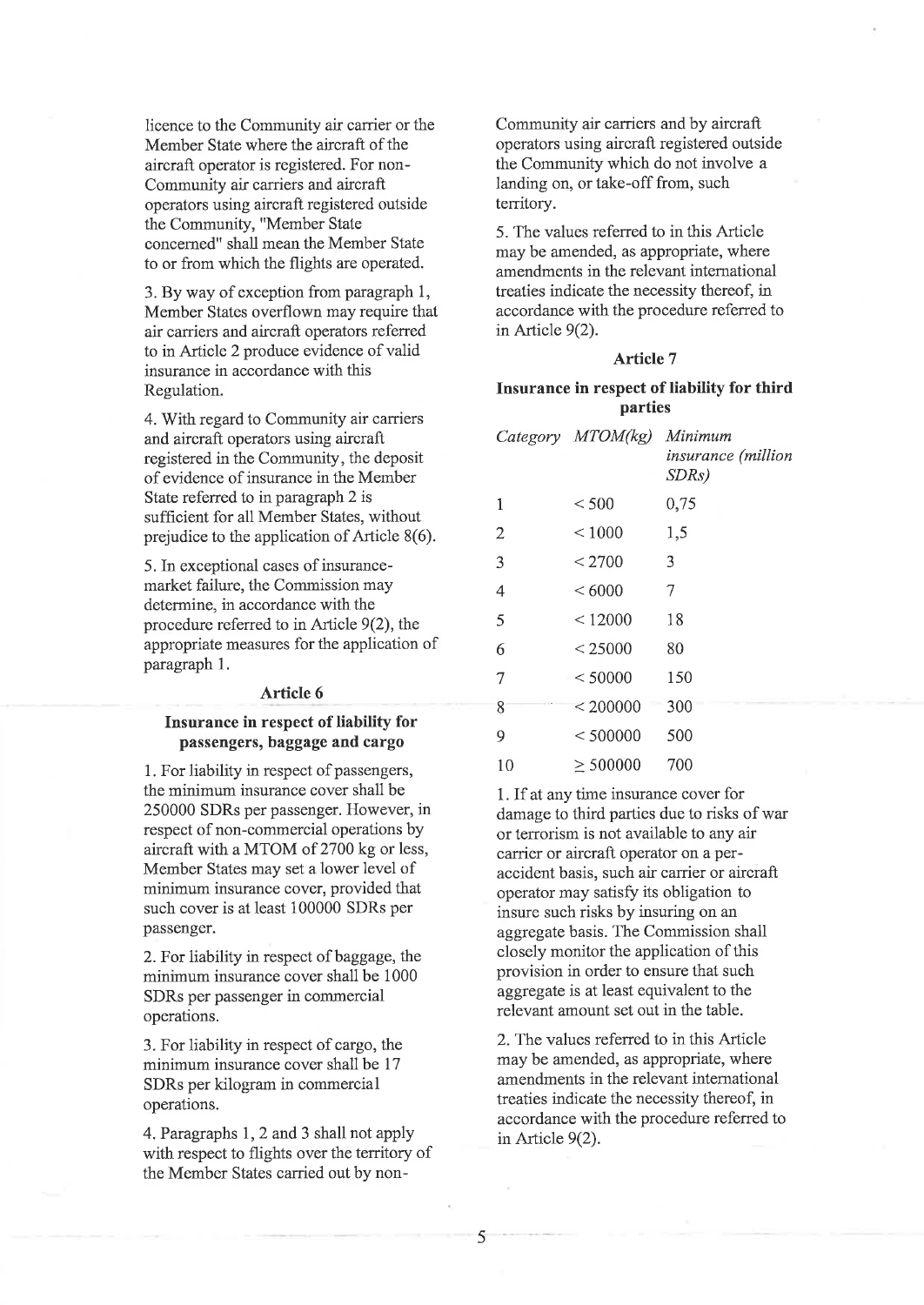licence to the Community air carrier or the Member State where the aircraft of the aircraft operator is registered. For non-Community air carriers and aircraft operators using aircraft registered outside the Community, "Member State concerned" shall mean the Member State to or from which the flights are operated.

3. By way of exception from paragraph 1, Member States overflown may require that air carriers and aircraft operators referred to in Article 2 produce evidence of valid insurance in accordance with this Regulation.

4. With regard to Community air carriers and aircraft operators using aircraft registered in the Community, the deposit of evidence of insurance in the Member State referred to in paragraph 2 is sufficient for all Member States, without prejudice to the application of Article 8(6).

5. In exceptional cases of insurance-market failure, the Commission may determine, in accordance with the procedure referred to in Article 9(2), the appropriate measures for the application of paragraph 1.

## Article 6

### Insurance in respect of liability for passengers, baggage and cargo

1. For liability in respect of passengers, the minimum insurance cover shall be 250000 SDRs per passenger. However, in respect of non-commercial operations by aircraft with a MTOM of 2700 kg or less, Member States may set a lower level of minimum insurance cover, provided that such cover is at least 100000 SDRs per passenger.

2. For liability in respect of baggage, the minimum insurance cover shall be 1000 SDRs per passenger in commercial operations.

3. For liability in respect of cargo, the minimum insurance cover shall be 17 SDRs per kilogram in commercial operations.

4. Paragraphs 1, 2 and 3 shall not apply with respect to flights over the territory of the Member States carried out by non-Community air carriers and by aircraft operators using aircraft registered outside the Community which do not involve a landing on, or take-off from, such territory.

5. The values referred to in this Article may be amended, as appropriate, where amendments in the relevant international treaties indicate the necessity thereof, in accordance with the procedure referred to in Article 9(2).

## Article 7

### Insurance in respect of liability for third parties

| *Category* | *MTOM(kg)* | *Minimum insurance (million SDRs)* |
|---|---|---|
| 1 | < 500 | 0,75 |
| 2 | < 1000 | 1,5 |
| 3 | < 2700 | 3 |
| 4 | < 6000 | 7 |
| 5 | < 12000 | 18 |
| 6 | < 25000 | 80 |
| 7 | < 50000 | 150 |
| 8 | < 200000 | 300 |
| 9 | < 500000 | 500 |
| 10 | ≥ 500000 | 700 |

1. If at any time insurance cover for damage to third parties due to risks of war or terrorism is not available to any air carrier or aircraft operator on a per-accident basis, such air carrier or aircraft operator may satisfy its obligation to insure such risks by insuring on an aggregate basis. The Commission shall closely monitor the application of this provision in order to ensure that such aggregate is at least equivalent to the relevant amount set out in the table.

2. The values referred to in this Article may be amended, as appropriate, where amendments in the relevant international treaties indicate the necessity thereof, in accordance with the procedure referred to in Article 9(2).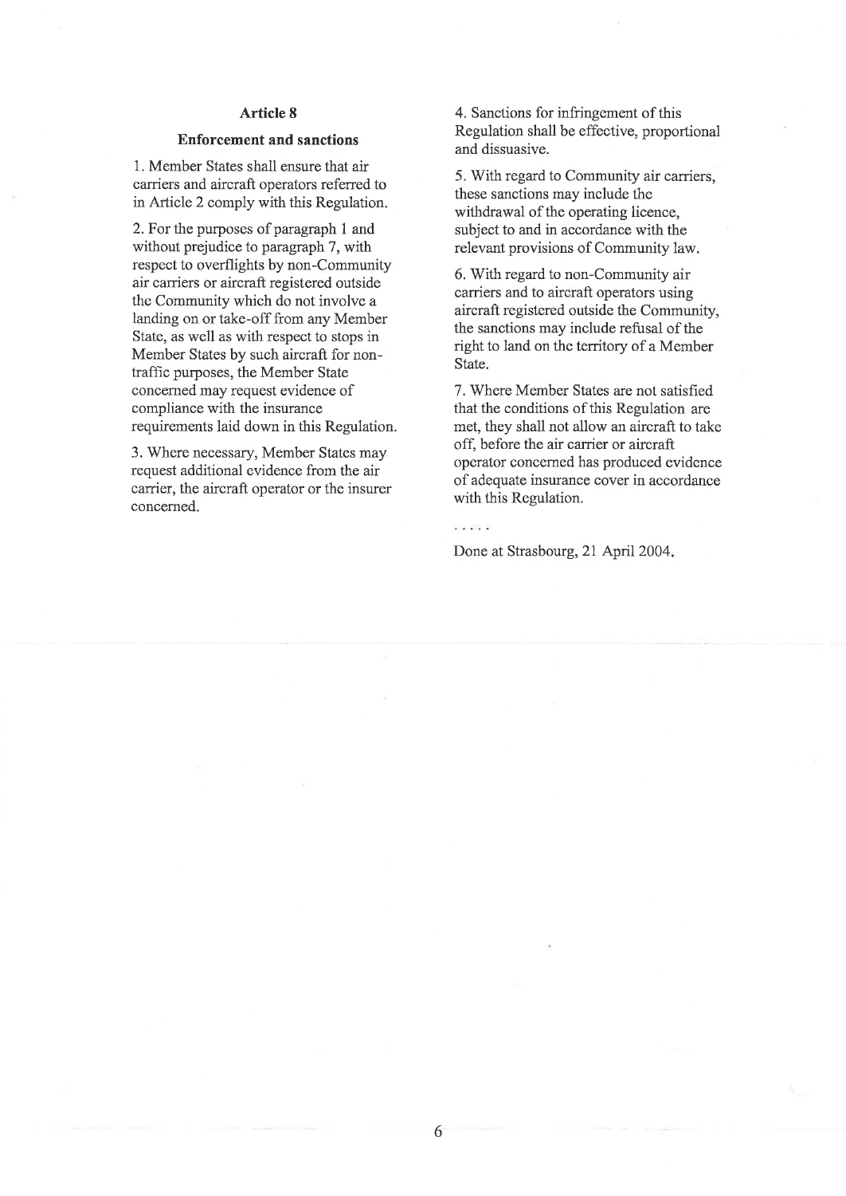### Article 8

### Enforcement and sanctions

1. Member States shall ensure that air carriers and aircraft operators referred to in Article 2 comply with this Regulation.

2. For the purposes of paragraph 1 and without prejudice to paragraph 7, with respect to overflights by non-Community air carriers or aircraft registered outside the Community which do not involve a landing on or take-off from any Member State, as well as with respect to stops in Member States by such aircraft for non-traffic purposes, the Member State concerned may request evidence of compliance with the insurance requirements laid down in this Regulation.

3. Where necessary, Member States may request additional evidence from the air carrier, the aircraft operator or the insurer concerned.

4. Sanctions for infringement of this Regulation shall be effective, proportional and dissuasive.

5. With regard to Community air carriers, these sanctions may include the withdrawal of the operating licence, subject to and in accordance with the relevant provisions of Community law.

6. With regard to non-Community air carriers and to aircraft operators using aircraft registered outside the Community, the sanctions may include refusal of the right to land on the territory of a Member State.

7. Where Member States are not satisfied that the conditions of this Regulation are met, they shall not allow an aircraft to take off, before the air carrier or aircraft operator concerned has produced evidence of adequate insurance cover in accordance with this Regulation.

. . . . .

Done at Strasbourg, 21 April 2004.